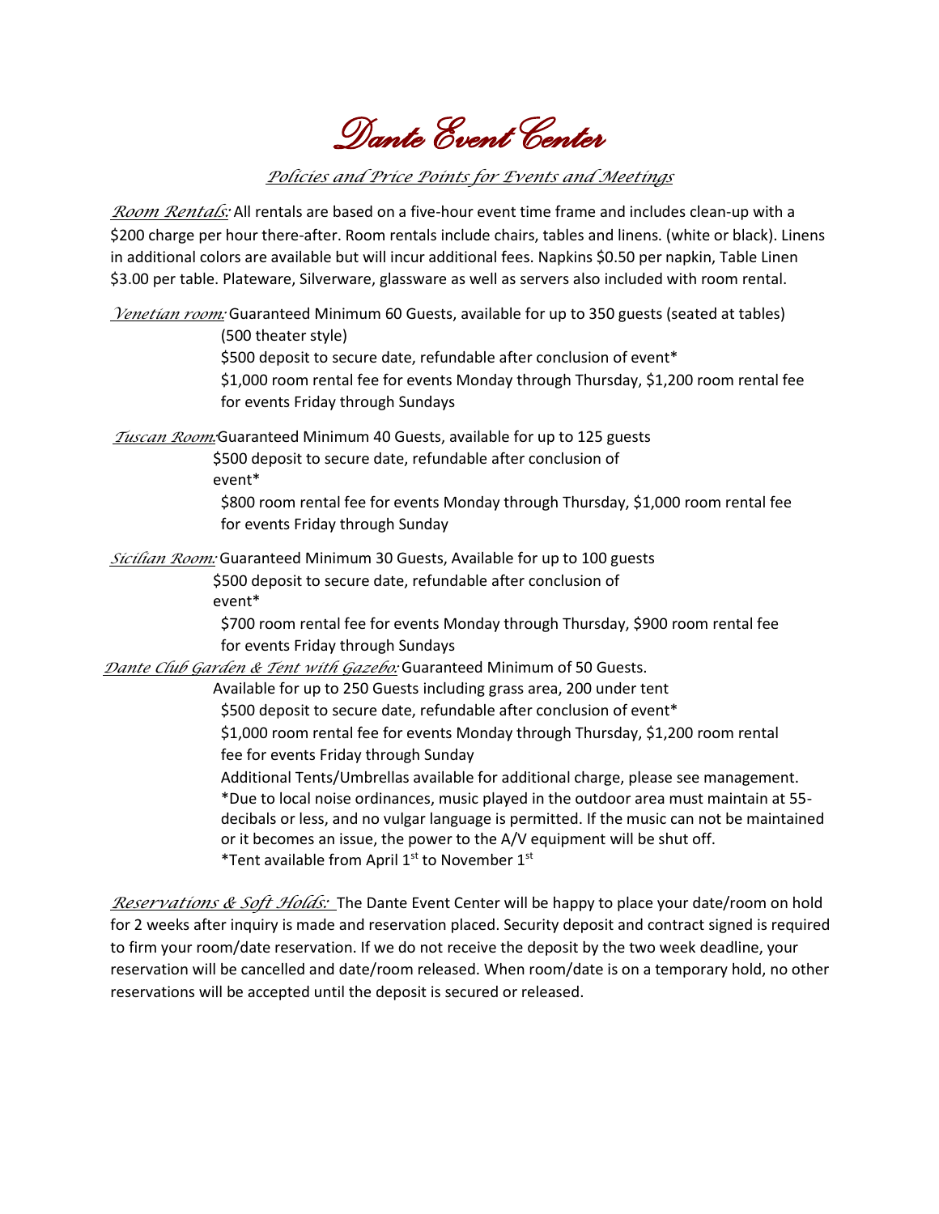# Dante Event Center

## *Policies and Price Points for Events and Meetings*

***Room Rentals:*** All rentals are based on a five-hour event time frame and includes clean-up with a $200 charge per hour there-after. Room rentals include chairs, tables and linens. (white or black). Linens in additional colors are available but will incur additional fees. Napkins $0.50 per napkin, Table Linen $3.00 per table. Plateware, Silverware, glassware as well as servers also included with room rental.

***Venetian room:*** Guaranteed Minimum 60 Guests, available for up to 350 guests (seated at tables) (500 theater style)
$500 deposit to secure date, refundable after conclusion of event*
$1,000 room rental fee for events Monday through Thursday, $1,200 room rental fee for events Friday through Sundays

***Tuscan Room:*** Guaranteed Minimum 40 Guests, available for up to 125 guests
$500 deposit to secure date, refundable after conclusion of event*
$800 room rental fee for events Monday through Thursday, $1,000 room rental fee for events Friday through Sunday

***Sicilian Room:*** Guaranteed Minimum 30 Guests, Available for up to 100 guests
$500 deposit to secure date, refundable after conclusion of event*
$700 room rental fee for events Monday through Thursday, $900 room rental fee for events Friday through Sundays

***Dante Club Garden & Tent with Gazebo:*** Guaranteed Minimum of 50 Guests.
Available for up to 250 Guests including grass area, 200 under tent
$500 deposit to secure date, refundable after conclusion of event*
$1,000 room rental fee for events Monday through Thursday, $1,200 room rental fee for events Friday through Sunday
Additional Tents/Umbrellas available for additional charge, please see management.
*Due to local noise ordinances, music played in the outdoor area must maintain at 55-decibals or less, and no vulgar language is permitted. If the music can not be maintained or it becomes an issue, the power to the A/V equipment will be shut off.
*Tent available from April 1st to November 1st

***Reservations & Soft Holds:*** The Dante Event Center will be happy to place your date/room on hold for 2 weeks after inquiry is made and reservation placed. Security deposit and contract signed is required to firm your room/date reservation. If we do not receive the deposit by the two week deadline, your reservation will be cancelled and date/room released. When room/date is on a temporary hold, no other reservations will be accepted until the deposit is secured or released.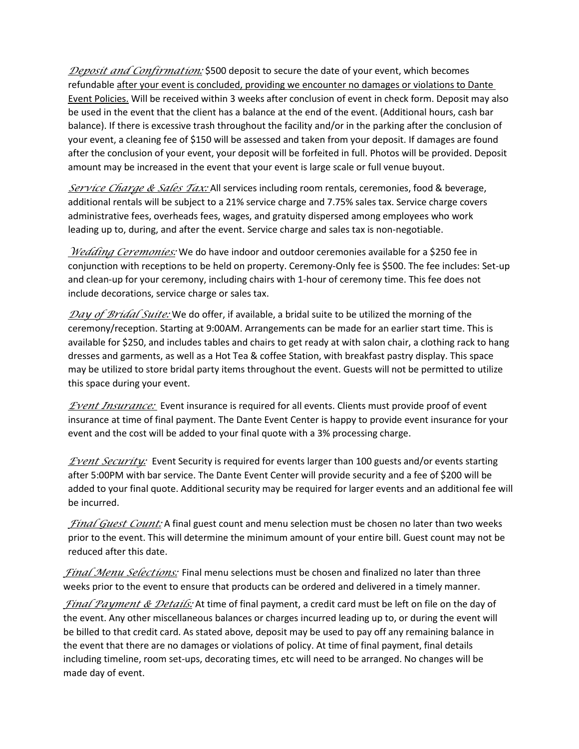*Deposit and Confirmation:* $500 deposit to secure the date of your event, which becomes refundable after your event is concluded, providing we encounter no damages or violations to Dante Event Policies. Will be received within 3 weeks after conclusion of event in check form. Deposit may also be used in the event that the client has a balance at the end of the event. (Additional hours, cash bar balance). If there is excessive trash throughout the facility and/or in the parking after the conclusion of your event, a cleaning fee of $150 will be assessed and taken from your deposit. If damages are found after the conclusion of your event, your deposit will be forfeited in full. Photos will be provided. Deposit amount may be increased in the event that your event is large scale or full venue buyout.

*Service Charge & Sales Tax:* All services including room rentals, ceremonies, food & beverage, additional rentals will be subject to a 21% service charge and 7.75% sales tax. Service charge covers administrative fees, overheads fees, wages, and gratuity dispersed among employees who work leading up to, during, and after the event. Service charge and sales tax is non-negotiable.

*Wedding Ceremonies:* We do have indoor and outdoor ceremonies available for a $250 fee in conjunction with receptions to be held on property. Ceremony-Only fee is $500. The fee includes: Set-up and clean-up for your ceremony, including chairs with 1-hour of ceremony time. This fee does not include decorations, service charge or sales tax.

*Day of Bridal Suite:* We do offer, if available, a bridal suite to be utilized the morning of the ceremony/reception. Starting at 9:00AM. Arrangements can be made for an earlier start time. This is available for $250, and includes tables and chairs to get ready at with salon chair, a clothing rack to hang dresses and garments, as well as a Hot Tea & coffee Station, with breakfast pastry display. This space may be utilized to store bridal party items throughout the event. Guests will not be permitted to utilize this space during your event.

*Event Insurance:* Event insurance is required for all events. Clients must provide proof of event insurance at time of final payment. The Dante Event Center is happy to provide event insurance for your event and the cost will be added to your final quote with a 3% processing charge.

*Event Security:* Event Security is required for events larger than 100 guests and/or events starting after 5:00PM with bar service. The Dante Event Center will provide security and a fee of $200 will be added to your final quote. Additional security may be required for larger events and an additional fee will be incurred.

*Final Guest Count:* A final guest count and menu selection must be chosen no later than two weeks prior to the event. This will determine the minimum amount of your entire bill. Guest count may not be reduced after this date.

*Final Menu Selections:* Final menu selections must be chosen and finalized no later than three weeks prior to the event to ensure that products can be ordered and delivered in a timely manner.

*Final Payment & Details:* At time of final payment, a credit card must be left on file on the day of the event. Any other miscellaneous balances or charges incurred leading up to, or during the event will be billed to that credit card. As stated above, deposit may be used to pay off any remaining balance in the event that there are no damages or violations of policy. At time of final payment, final details including timeline, room set-ups, decorating times, etc will need to be arranged. No changes will be made day of event.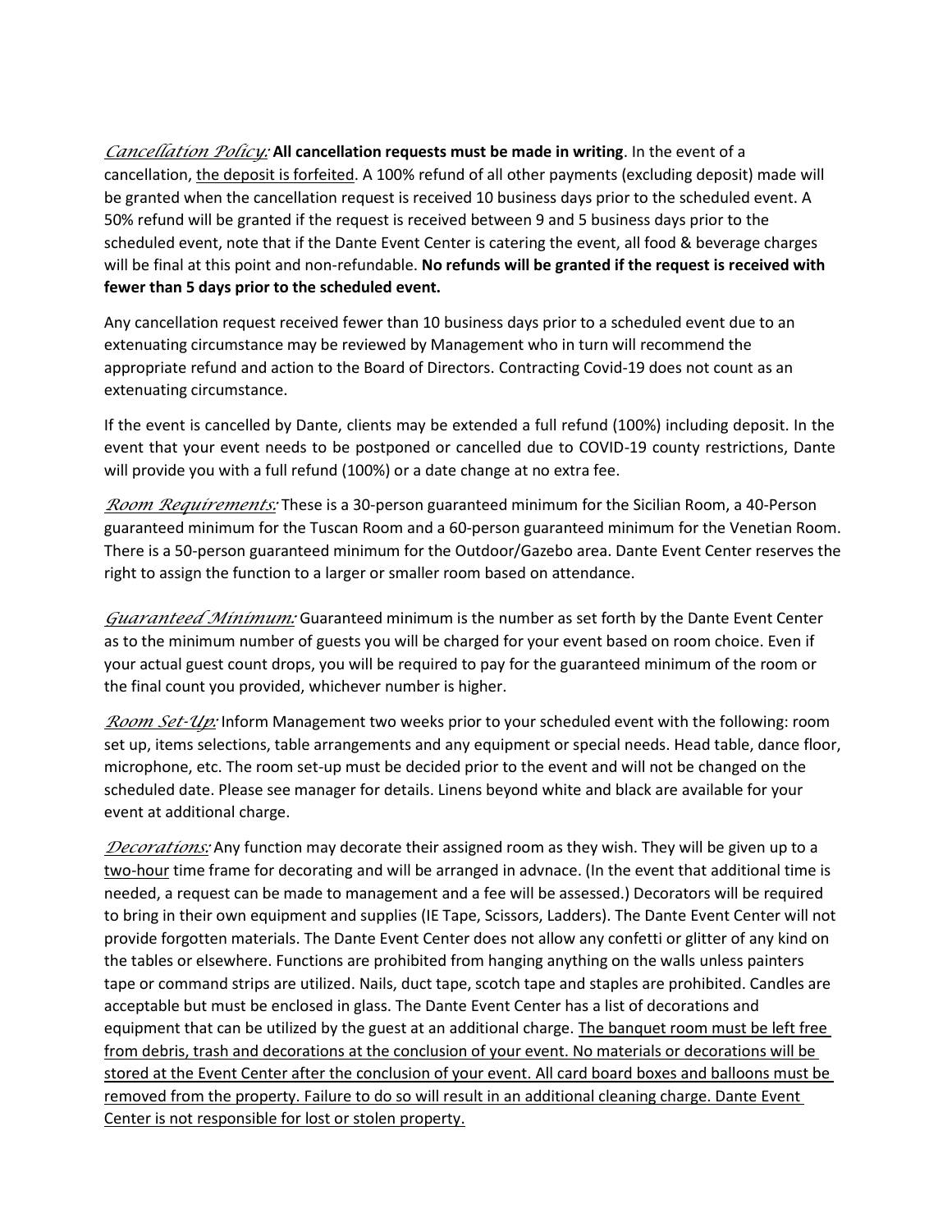*Cancellation Policy:* **All cancellation requests must be made in writing**. In the event of a cancellation, <u>the deposit is forfeited</u>. A 100% refund of all other payments (excluding deposit) made will be granted when the cancellation request is received 10 business days prior to the scheduled event. A 50% refund will be granted if the request is received between 9 and 5 business days prior to the scheduled event, note that if the Dante Event Center is catering the event, all food & beverage charges will be final at this point and non-refundable. **No refunds will be granted if the request is received with fewer than 5 days prior to the scheduled event.**

Any cancellation request received fewer than 10 business days prior to a scheduled event due to an extenuating circumstance may be reviewed by Management who in turn will recommend the appropriate refund and action to the Board of Directors. Contracting Covid-19 does not count as an extenuating circumstance.

If the event is cancelled by Dante, clients may be extended a full refund (100%) including deposit. In the event that your event needs to be postponed or cancelled due to COVID-19 county restrictions, Dante will provide you with a full refund (100%) or a date change at no extra fee.

*Room Requirements:* These is a 30-person guaranteed minimum for the Sicilian Room, a 40-Person guaranteed minimum for the Tuscan Room and a 60-person guaranteed minimum for the Venetian Room. There is a 50-person guaranteed minimum for the Outdoor/Gazebo area. Dante Event Center reserves the right to assign the function to a larger or smaller room based on attendance.

*Guaranteed Minimum:* Guaranteed minimum is the number as set forth by the Dante Event Center as to the minimum number of guests you will be charged for your event based on room choice. Even if your actual guest count drops, you will be required to pay for the guaranteed minimum of the room or the final count you provided, whichever number is higher.

*Room Set-Up:* Inform Management two weeks prior to your scheduled event with the following: room set up, items selections, table arrangements and any equipment or special needs. Head table, dance floor, microphone, etc. The room set-up must be decided prior to the event and will not be changed on the scheduled date. Please see manager for details. Linens beyond white and black are available for your event at additional charge.

*Decorations:* Any function may decorate their assigned room as they wish. They will be given up to a <u>two-hour</u> time frame for decorating and will be arranged in advnace. (In the event that additional time is needed, a request can be made to management and a fee will be assessed.) Decorators will be required to bring in their own equipment and supplies (IE Tape, Scissors, Ladders). The Dante Event Center will not provide forgotten materials. The Dante Event Center does not allow any confetti or glitter of any kind on the tables or elsewhere. Functions are prohibited from hanging anything on the walls unless painters tape or command strips are utilized. Nails, duct tape, scotch tape and staples are prohibited. Candles are acceptable but must be enclosed in glass. The Dante Event Center has a list of decorations and equipment that can be utilized by the guest at an additional charge. <u>The banquet room must be left free from debris, trash and decorations at the conclusion of your event. No materials or decorations will be stored at the Event Center after the conclusion of your event. All card board boxes and balloons must be removed from the property. Failure to do so will result in an additional cleaning charge. Dante Event Center is not responsible for lost or stolen property.</u>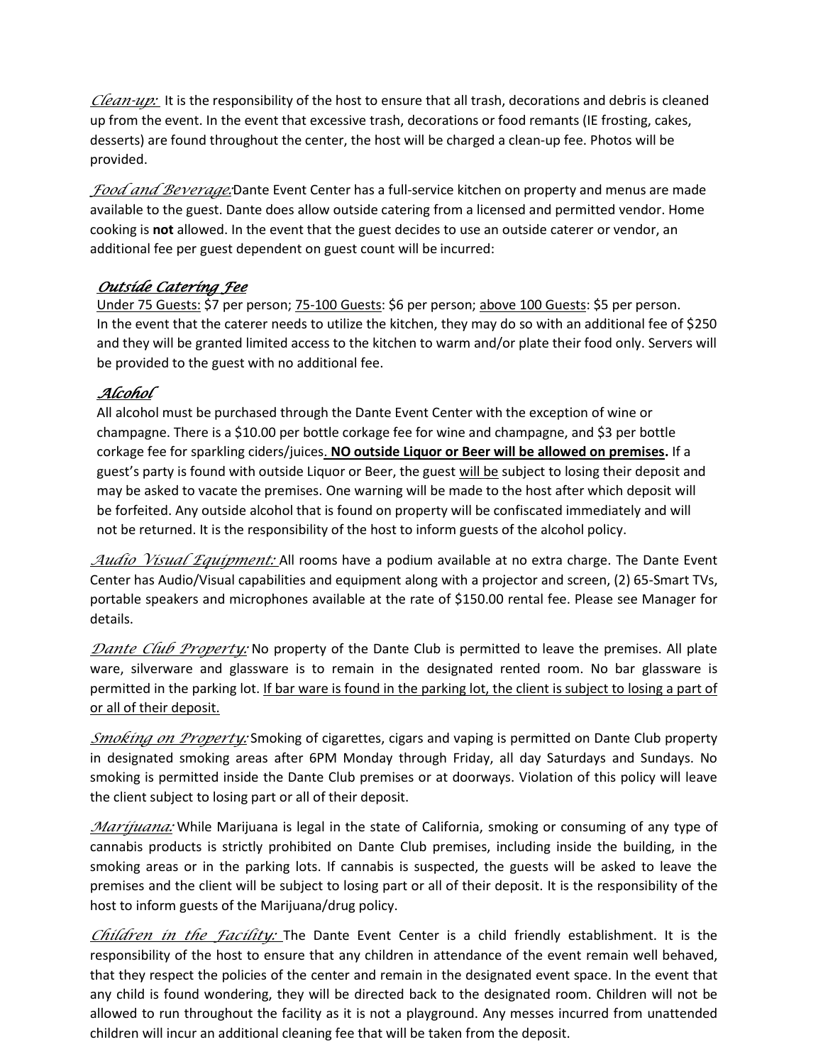*Clean-up:* It is the responsibility of the host to ensure that all trash, decorations and debris is cleaned up from the event. In the event that excessive trash, decorations or food remants (IE frosting, cakes, desserts) are found throughout the center, the host will be charged a clean-up fee. Photos will be provided.

*Food and Beverage:* Dante Event Center has a full-service kitchen on property and menus are made available to the guest. Dante does allow outside catering from a licensed and permitted vendor. Home cooking is **not** allowed. In the event that the guest decides to use an outside caterer or vendor, an additional fee per guest dependent on guest count will be incurred:

### *Outside Catering Fee*

Under 75 Guests: $7 per person; 75-100 Guests: $6 per person; above 100 Guests: $5 per person.
In the event that the caterer needs to utilize the kitchen, they may do so with an additional fee of $250 and they will be granted limited access to the kitchen to warm and/or plate their food only. Servers will be provided to the guest with no additional fee.

### *Alcohol*

All alcohol must be purchased through the Dante Event Center with the exception of wine or champagne. There is a $10.00 per bottle corkage fee for wine and champagne, and $3 per bottle corkage fee for sparkling ciders/juices. **NO outside Liquor or Beer will be allowed on premises.** If a guest's party is found with outside Liquor or Beer, the guest will be subject to losing their deposit and may be asked to vacate the premises. One warning will be made to the host after which deposit will be forfeited. Any outside alcohol that is found on property will be confiscated immediately and will not be returned. It is the responsibility of the host to inform guests of the alcohol policy.

*Audio Visual Equipment:* All rooms have a podium available at no extra charge. The Dante Event Center has Audio/Visual capabilities and equipment along with a projector and screen, (2) 65-Smart TVs, portable speakers and microphones available at the rate of $150.00 rental fee. Please see Manager for details.

*Dante Club Property:* No property of the Dante Club is permitted to leave the premises. All plate ware, silverware and glassware is to remain in the designated rented room. No bar glassware is permitted in the parking lot. If bar ware is found in the parking lot, the client is subject to losing a part of or all of their deposit.

*Smoking on Property:* Smoking of cigarettes, cigars and vaping is permitted on Dante Club property in designated smoking areas after 6PM Monday through Friday, all day Saturdays and Sundays. No smoking is permitted inside the Dante Club premises or at doorways. Violation of this policy will leave the client subject to losing part or all of their deposit.

*Marijuana:* While Marijuana is legal in the state of California, smoking or consuming of any type of cannabis products is strictly prohibited on Dante Club premises, including inside the building, in the smoking areas or in the parking lots. If cannabis is suspected, the guests will be asked to leave the premises and the client will be subject to losing part or all of their deposit. It is the responsibility of the host to inform guests of the Marijuana/drug policy.

*Children in the Facility:* The Dante Event Center is a child friendly establishment. It is the responsibility of the host to ensure that any children in attendance of the event remain well behaved, that they respect the policies of the center and remain in the designated event space. In the event that any child is found wondering, they will be directed back to the designated room. Children will not be allowed to run throughout the facility as it is not a playground. Any messes incurred from unattended children will incur an additional cleaning fee that will be taken from the deposit.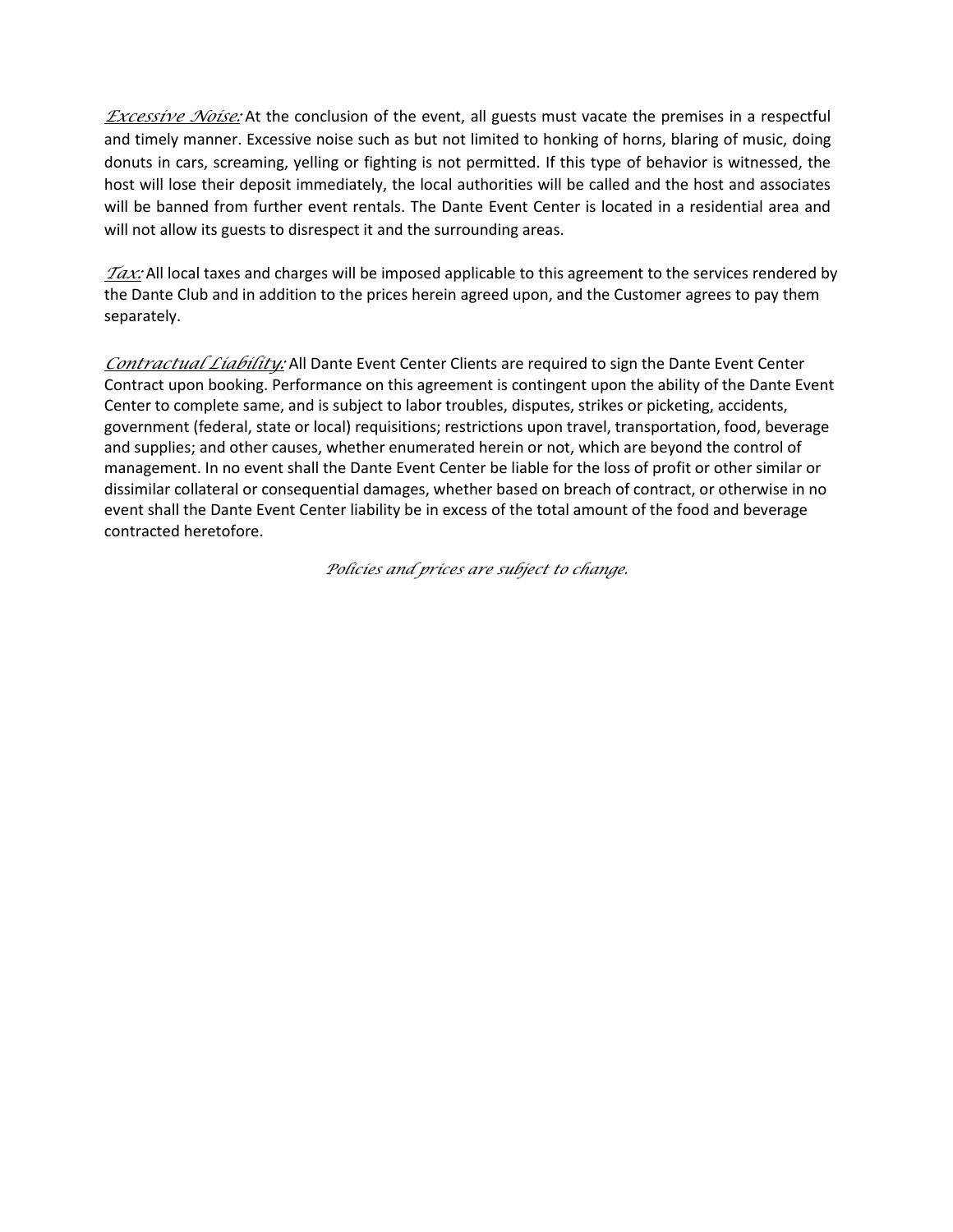*Excessive Noise:* At the conclusion of the event, all guests must vacate the premises in a respectful and timely manner. Excessive noise such as but not limited to honking of horns, blaring of music, doing donuts in cars, screaming, yelling or fighting is not permitted. If this type of behavior is witnessed, the host will lose their deposit immediately, the local authorities will be called and the host and associates will be banned from further event rentals. The Dante Event Center is located in a residential area and will not allow its guests to disrespect it and the surrounding areas.

*Tax:* All local taxes and charges will be imposed applicable to this agreement to the services rendered by the Dante Club and in addition to the prices herein agreed upon, and the Customer agrees to pay them separately.

*Contractual Liability:* All Dante Event Center Clients are required to sign the Dante Event Center Contract upon booking. Performance on this agreement is contingent upon the ability of the Dante Event Center to complete same, and is subject to labor troubles, disputes, strikes or picketing, accidents, government (federal, state or local) requisitions; restrictions upon travel, transportation, food, beverage and supplies; and other causes, whether enumerated herein or not, which are beyond the control of management. In no event shall the Dante Event Center be liable for the loss of profit or other similar or dissimilar collateral or consequential damages, whether based on breach of contract, or otherwise in no event shall the Dante Event Center liability be in excess of the total amount of the food and beverage contracted heretofore.

*Policies and prices are subject to change.*